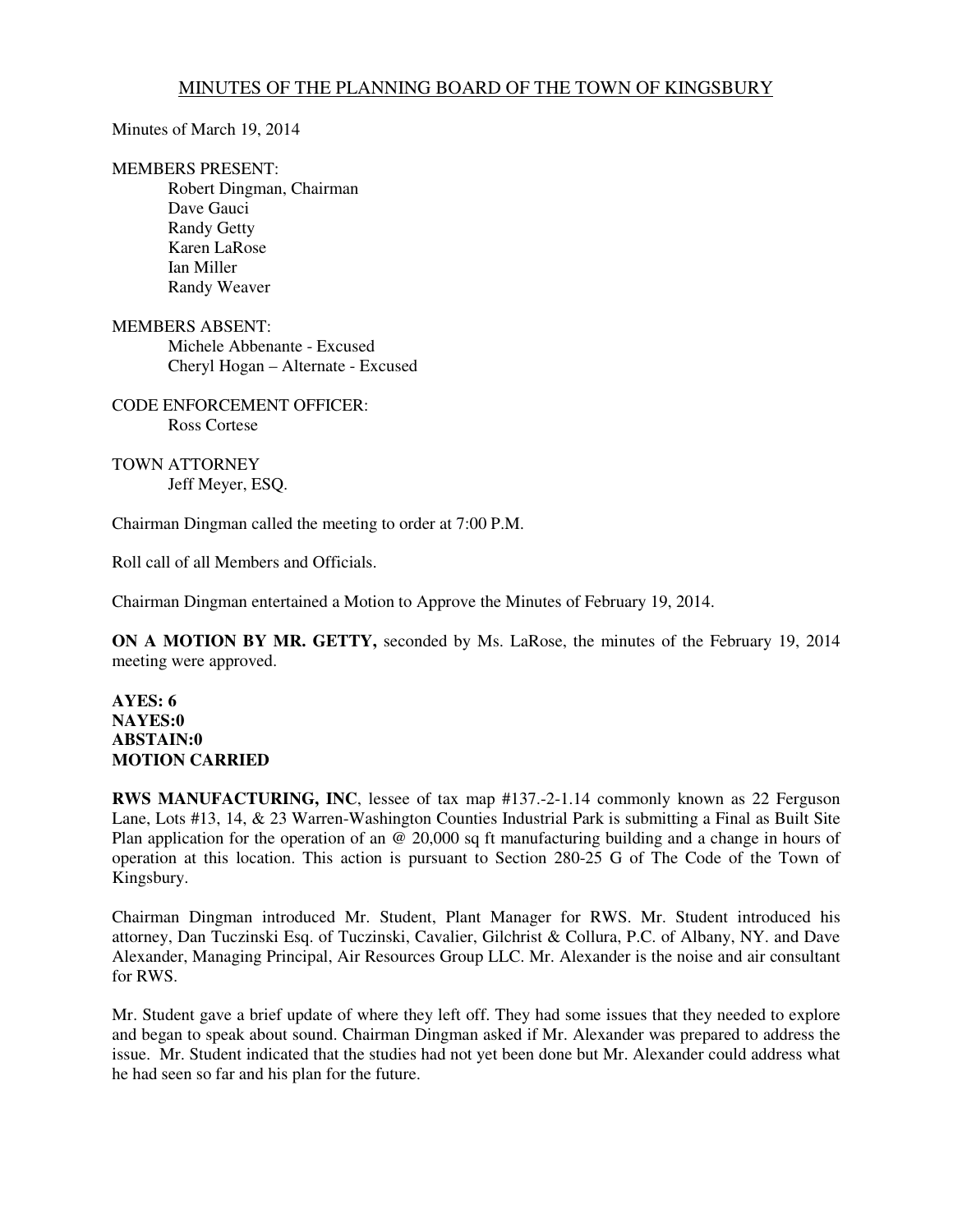# MINUTES OF THE PLANNING BOARD OF THE TOWN OF KINGSBURY

Minutes of March 19, 2014

MEMBERS PRESENT:
Robert Dingman, Chairman
Dave Gauci
Randy Getty
Karen LaRose
Ian Miller
Randy Weaver

MEMBERS ABSENT:
Michele Abbenante - Excused
Cheryl Hogan – Alternate - Excused

CODE ENFORCEMENT OFFICER:
Ross Cortese

TOWN ATTORNEY
Jeff Meyer, ESQ.

Chairman Dingman called the meeting to order at 7:00 P.M.

Roll call of all Members and Officials.

Chairman Dingman entertained a Motion to Approve the Minutes of February 19, 2014.

**ON A MOTION BY MR. GETTY,** seconded by Ms. LaRose, the minutes of the February 19, 2014 meeting were approved.

**AYES: 6**
**NAYES:0**
**ABSTAIN:0**
**MOTION CARRIED**

**RWS MANUFACTURING, INC**, lessee of tax map #137.-2-1.14 commonly known as 22 Ferguson Lane, Lots #13, 14, & 23 Warren-Washington Counties Industrial Park is submitting a Final as Built Site Plan application for the operation of an @ 20,000 sq ft manufacturing building and a change in hours of operation at this location. This action is pursuant to Section 280-25 G of The Code of the Town of Kingsbury.

Chairman Dingman introduced Mr. Student, Plant Manager for RWS. Mr. Student introduced his attorney, Dan Tuczinski Esq. of Tuczinski, Cavalier, Gilchrist & Collura, P.C. of Albany, NY. and Dave Alexander, Managing Principal, Air Resources Group LLC. Mr. Alexander is the noise and air consultant for RWS.

Mr. Student gave a brief update of where they left off. They had some issues that they needed to explore and began to speak about sound. Chairman Dingman asked if Mr. Alexander was prepared to address the issue. Mr. Student indicated that the studies had not yet been done but Mr. Alexander could address what he had seen so far and his plan for the future.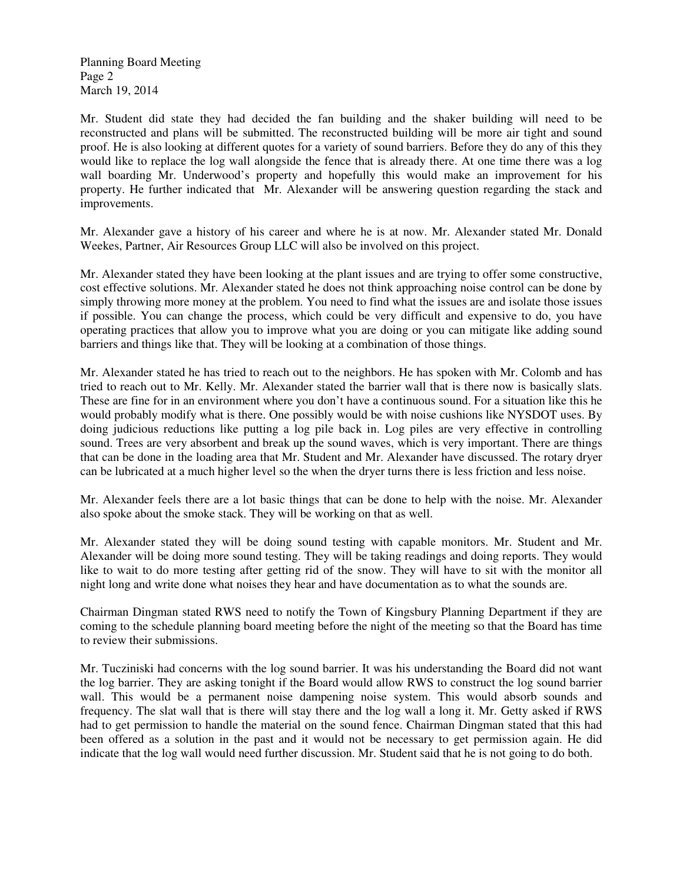Mr. Student did state they had decided the fan building and the shaker building will need to be reconstructed and plans will be submitted. The reconstructed building will be more air tight and sound proof. He is also looking at different quotes for a variety of sound barriers. Before they do any of this they would like to replace the log wall alongside the fence that is already there. At one time there was a log wall boarding Mr. Underwood's property and hopefully this would make an improvement for his property. He further indicated that Mr. Alexander will be answering question regarding the stack and improvements.

Mr. Alexander gave a history of his career and where he is at now. Mr. Alexander stated Mr. Donald Weekes, Partner, Air Resources Group LLC will also be involved on this project.

Mr. Alexander stated they have been looking at the plant issues and are trying to offer some constructive, cost effective solutions. Mr. Alexander stated he does not think approaching noise control can be done by simply throwing more money at the problem. You need to find what the issues are and isolate those issues if possible. You can change the process, which could be very difficult and expensive to do, you have operating practices that allow you to improve what you are doing or you can mitigate like adding sound barriers and things like that. They will be looking at a combination of those things.

Mr. Alexander stated he has tried to reach out to the neighbors. He has spoken with Mr. Colomb and has tried to reach out to Mr. Kelly. Mr. Alexander stated the barrier wall that is there now is basically slats. These are fine for in an environment where you don't have a continuous sound. For a situation like this he would probably modify what is there. One possibly would be with noise cushions like NYSDOT uses. By doing judicious reductions like putting a log pile back in. Log piles are very effective in controlling sound. Trees are very absorbent and break up the sound waves, which is very important. There are things that can be done in the loading area that Mr. Student and Mr. Alexander have discussed. The rotary dryer can be lubricated at a much higher level so the when the dryer turns there is less friction and less noise.

Mr. Alexander feels there are a lot basic things that can be done to help with the noise. Mr. Alexander also spoke about the smoke stack. They will be working on that as well.

Mr. Alexander stated they will be doing sound testing with capable monitors. Mr. Student and Mr. Alexander will be doing more sound testing. They will be taking readings and doing reports. They would like to wait to do more testing after getting rid of the snow. They will have to sit with the monitor all night long and write done what noises they hear and have documentation as to what the sounds are.

Chairman Dingman stated RWS need to notify the Town of Kingsbury Planning Department if they are coming to the schedule planning board meeting before the night of the meeting so that the Board has time to review their submissions.

Mr. Tucziniski had concerns with the log sound barrier. It was his understanding the Board did not want the log barrier. They are asking tonight if the Board would allow RWS to construct the log sound barrier wall. This would be a permanent noise dampening noise system. This would absorb sounds and frequency. The slat wall that is there will stay there and the log wall a long it. Mr. Getty asked if RWS had to get permission to handle the material on the sound fence. Chairman Dingman stated that this had been offered as a solution in the past and it would not be necessary to get permission again. He did indicate that the log wall would need further discussion. Mr. Student said that he is not going to do both.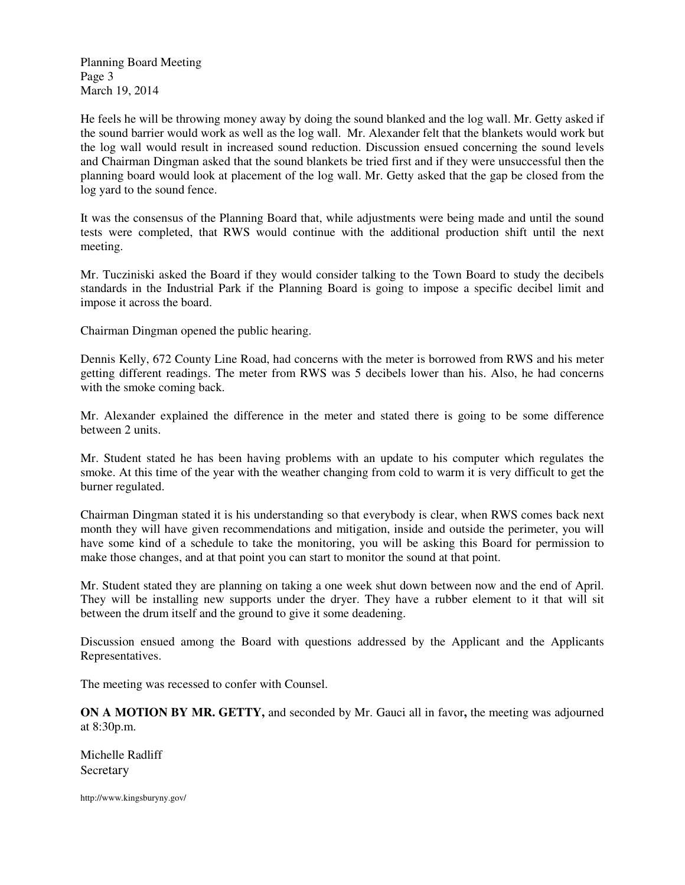He feels he will be throwing money away by doing the sound blanked and the log wall. Mr. Getty asked if the sound barrier would work as well as the log wall. Mr. Alexander felt that the blankets would work but the log wall would result in increased sound reduction. Discussion ensued concerning the sound levels and Chairman Dingman asked that the sound blankets be tried first and if they were unsuccessful then the planning board would look at placement of the log wall. Mr. Getty asked that the gap be closed from the log yard to the sound fence.

It was the consensus of the Planning Board that, while adjustments were being made and until the sound tests were completed, that RWS would continue with the additional production shift until the next meeting.

Mr. Tucziniski asked the Board if they would consider talking to the Town Board to study the decibels standards in the Industrial Park if the Planning Board is going to impose a specific decibel limit and impose it across the board.

Chairman Dingman opened the public hearing.

Dennis Kelly, 672 County Line Road, had concerns with the meter is borrowed from RWS and his meter getting different readings. The meter from RWS was 5 decibels lower than his. Also, he had concerns with the smoke coming back.

Mr. Alexander explained the difference in the meter and stated there is going to be some difference between 2 units.

Mr. Student stated he has been having problems with an update to his computer which regulates the smoke. At this time of the year with the weather changing from cold to warm it is very difficult to get the burner regulated.

Chairman Dingman stated it is his understanding so that everybody is clear, when RWS comes back next month they will have given recommendations and mitigation, inside and outside the perimeter, you will have some kind of a schedule to take the monitoring, you will be asking this Board for permission to make those changes, and at that point you can start to monitor the sound at that point.

Mr. Student stated they are planning on taking a one week shut down between now and the end of April. They will be installing new supports under the dryer. They have a rubber element to it that will sit between the drum itself and the ground to give it some deadening.

Discussion ensued among the Board with questions addressed by the Applicant and the Applicants Representatives.

The meeting was recessed to confer with Counsel.

**ON A MOTION BY MR. GETTY,** and seconded by Mr. Gauci all in favor**,** the meeting was adjourned at 8:30p.m.

Michelle Radliff
Secretary

http://www.kingsburyny.gov/